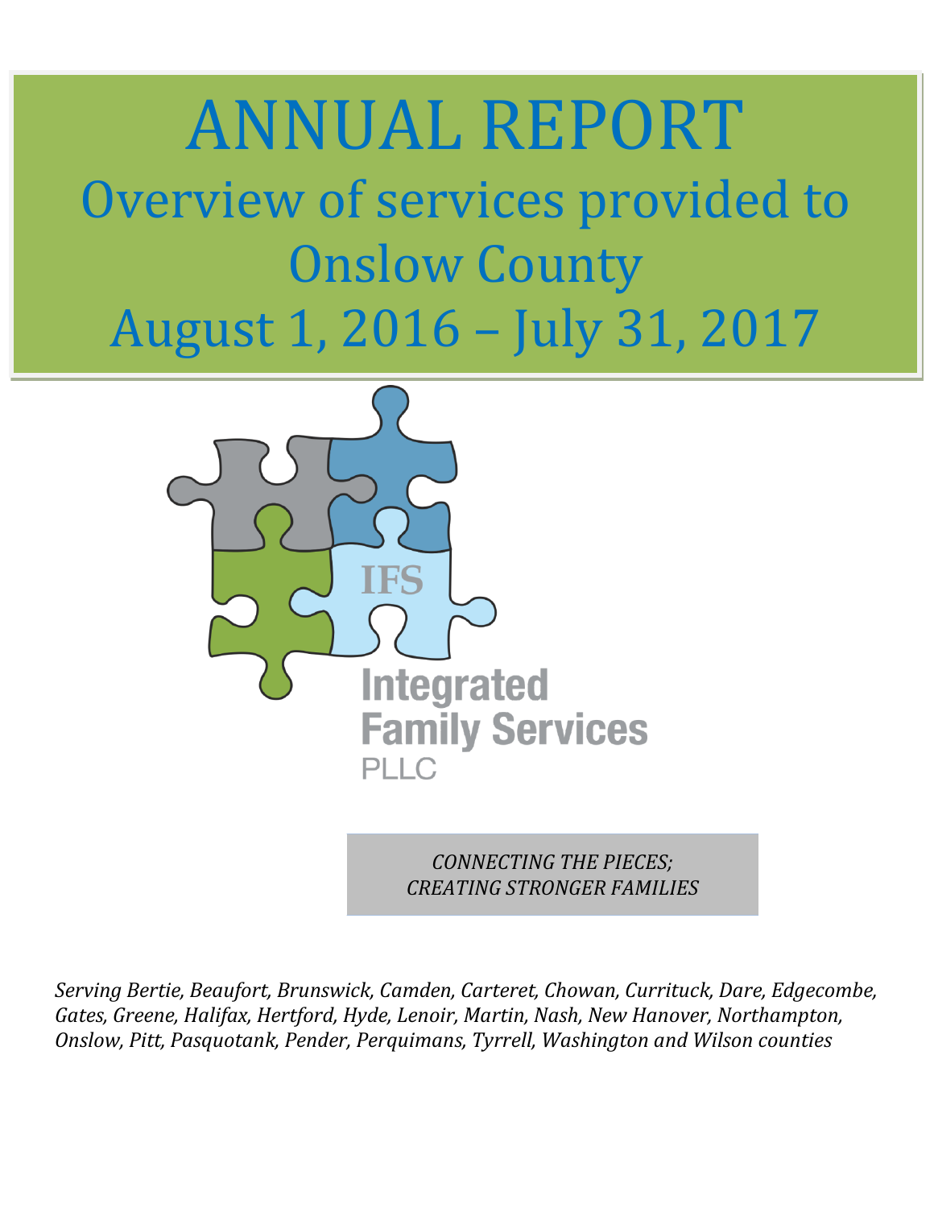# ANNUAL REPORT

## Overview of services provided to Onslow County

## August 1, 2016 – July 31, 2017

IFS

Integrated Family Services PLLC

*CONNECTING THE PIECES; CREATING STRONGER FAMILIES*

*Serving Bertie, Beaufort, Brunswick, Camden, Carteret, Chowan, Currituck, Dare, Edgecombe, Gates, Greene, Halifax, Hertford, Hyde, Lenoir, Martin, Nash, New Hanover, Northampton, Onslow, Pitt, Pasquotank, Pender, Perquimans, Tyrrell, Washington and Wilson counties*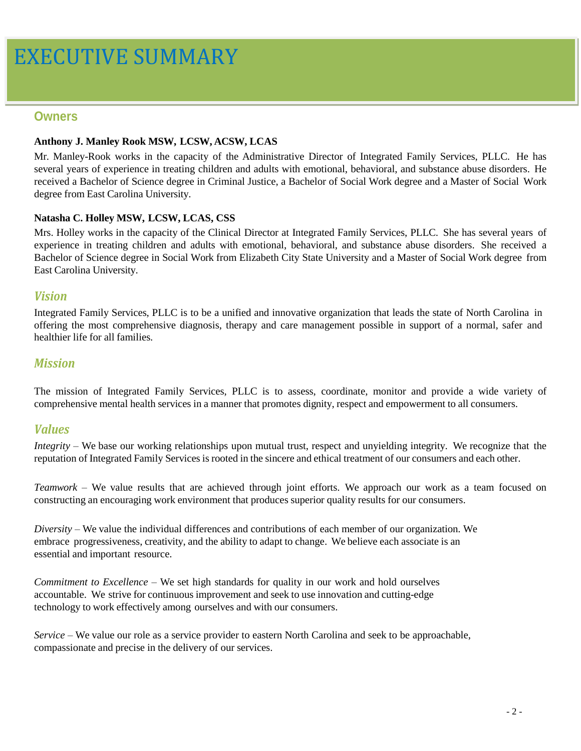# EXECUTIVE SUMMARY

## Owners

**Anthony J. Manley Rook MSW, LCSW, ACSW, LCAS**

Mr. Manley-Rook works in the capacity of the Administrative Director of Integrated Family Services, PLLC. He has several years of experience in treating children and adults with emotional, behavioral, and substance abuse disorders. He received a Bachelor of Science degree in Criminal Justice, a Bachelor of Social Work degree and a Master of Social Work degree from East Carolina University.

**Natasha C. Holley MSW, LCSW, LCAS, CSS**

Mrs. Holley works in the capacity of the Clinical Director at Integrated Family Services, PLLC. She has several years of experience in treating children and adults with emotional, behavioral, and substance abuse disorders. She received a Bachelor of Science degree in Social Work from Elizabeth City State University and a Master of Social Work degree from East Carolina University.

## *Vision*

Integrated Family Services, PLLC is to be a unified and innovative organization that leads the state of North Carolina in offering the most comprehensive diagnosis, therapy and care management possible in support of a normal, safer and healthier life for all families.

## *Mission*

The mission of Integrated Family Services, PLLC is to assess, coordinate, monitor and provide a wide variety of comprehensive mental health services in a manner that promotes dignity, respect and empowerment to all consumers.

## *Values*

*Integrity* – We base our working relationships upon mutual trust, respect and unyielding integrity. We recognize that the reputation of Integrated Family Services is rooted in the sincere and ethical treatment of our consumers and each other.

*Teamwork* – We value results that are achieved through joint efforts. We approach our work as a team focused on constructing an encouraging work environment that produces superior quality results for our consumers.

*Diversity* – We value the individual differences and contributions of each member of our organization. We embrace progressiveness, creativity, and the ability to adapt to change. We believe each associate is an essential and important resource.

*Commitment to Excellence* – We set high standards for quality in our work and hold ourselves accountable. We strive for continuous improvement and seek to use innovation and cutting-edge technology to work effectively among ourselves and with our consumers.

*Service* – We value our role as a service provider to eastern North Carolina and seek to be approachable, compassionate and precise in the delivery of our services.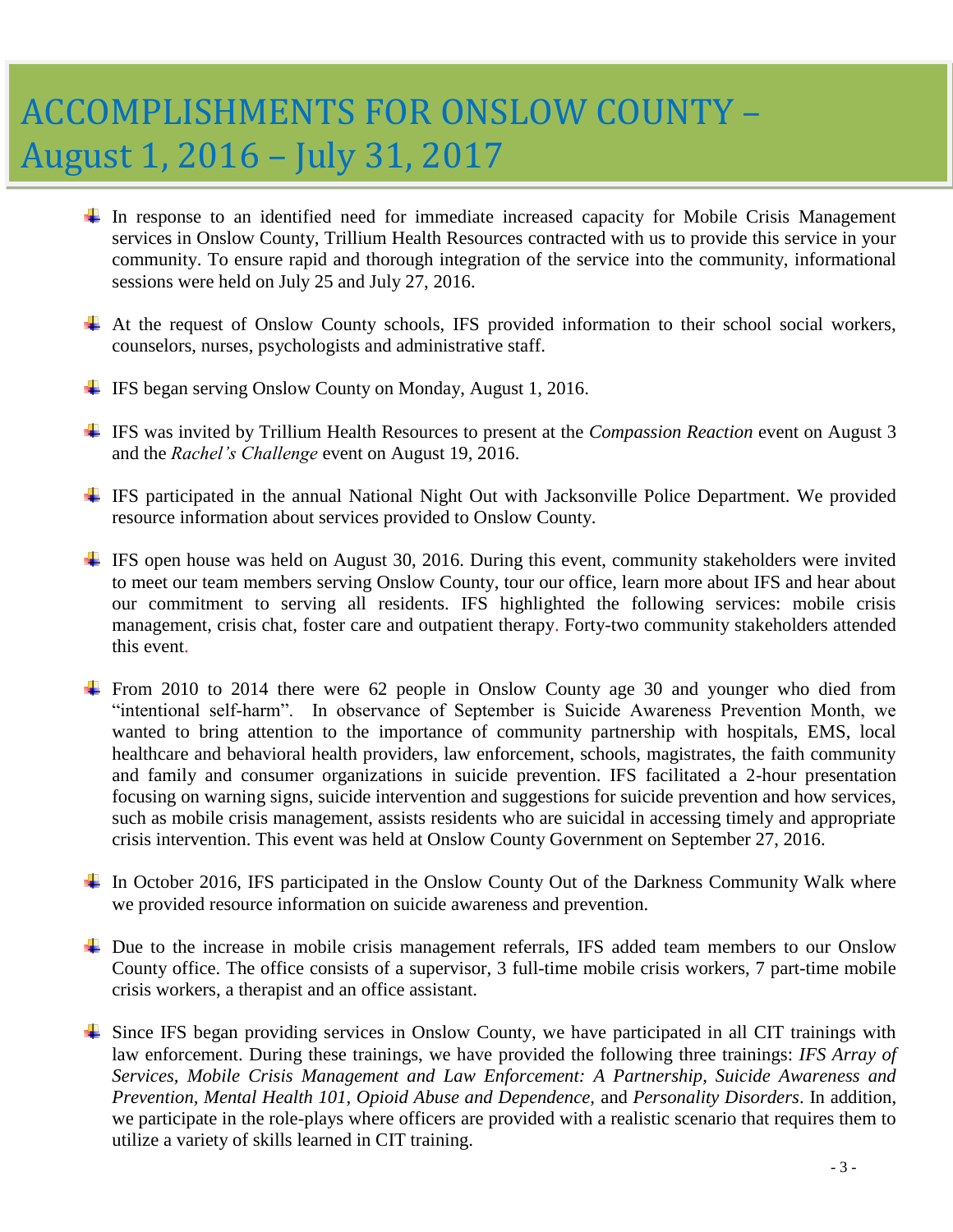# ACCOMPLISHMENTS FOR ONSLOW COUNTY – August 1, 2016 – July 31, 2017

- In response to an identified need for immediate increased capacity for Mobile Crisis Management services in Onslow County, Trillium Health Resources contracted with us to provide this service in your community. To ensure rapid and thorough integration of the service into the community, informational sessions were held on July 25 and July 27, 2016.

- At the request of Onslow County schools, IFS provided information to their school social workers, counselors, nurses, psychologists and administrative staff.

- IFS began serving Onslow County on Monday, August 1, 2016.

- IFS was invited by Trillium Health Resources to present at the *Compassion Reaction* event on August 3 and the *Rachel's Challenge* event on August 19, 2016.

- IFS participated in the annual National Night Out with Jacksonville Police Department. We provided resource information about services provided to Onslow County.

- IFS open house was held on August 30, 2016. During this event, community stakeholders were invited to meet our team members serving Onslow County, tour our office, learn more about IFS and hear about our commitment to serving all residents. IFS highlighted the following services: mobile crisis management, crisis chat, foster care and outpatient therapy. Forty-two community stakeholders attended this event.

- From 2010 to 2014 there were 62 people in Onslow County age 30 and younger who died from "intentional self-harm". In observance of September is Suicide Awareness Prevention Month, we wanted to bring attention to the importance of community partnership with hospitals, EMS, local healthcare and behavioral health providers, law enforcement, schools, magistrates, the faith community and family and consumer organizations in suicide prevention. IFS facilitated a 2-hour presentation focusing on warning signs, suicide intervention and suggestions for suicide prevention and how services, such as mobile crisis management, assists residents who are suicidal in accessing timely and appropriate crisis intervention. This event was held at Onslow County Government on September 27, 2016.

- In October 2016, IFS participated in the Onslow County Out of the Darkness Community Walk where we provided resource information on suicide awareness and prevention.

- Due to the increase in mobile crisis management referrals, IFS added team members to our Onslow County office. The office consists of a supervisor, 3 full-time mobile crisis workers, 7 part-time mobile crisis workers, a therapist and an office assistant.

- Since IFS began providing services in Onslow County, we have participated in all CIT trainings with law enforcement. During these trainings, we have provided the following three trainings: *IFS Array of Services, Mobile Crisis Management and Law Enforcement: A Partnership, Suicide Awareness and Prevention, Mental Health 101, Opioid Abuse and Dependence,* and *Personality Disorders*. In addition, we participate in the role-plays where officers are provided with a realistic scenario that requires them to utilize a variety of skills learned in CIT training.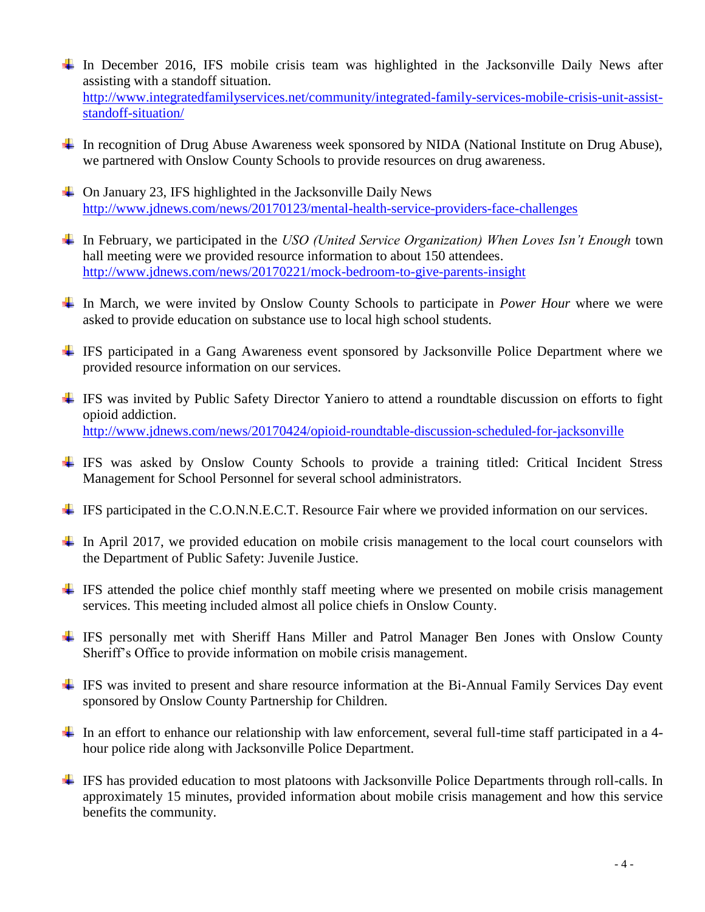- In December 2016, IFS mobile crisis team was highlighted in the Jacksonville Daily News after assisting with a standoff situation. http://www.integratedfamilyservices.net/community/integrated-family-services-mobile-crisis-unit-assist-standoff-situation/

- In recognition of Drug Abuse Awareness week sponsored by NIDA (National Institute on Drug Abuse), we partnered with Onslow County Schools to provide resources on drug awareness.

- On January 23, IFS highlighted in the Jacksonville Daily News http://www.jdnews.com/news/20170123/mental-health-service-providers-face-challenges

- In February, we participated in the *USO (United Service Organization) When Loves Isn't Enough* town hall meeting were we provided resource information to about 150 attendees. http://www.jdnews.com/news/20170221/mock-bedroom-to-give-parents-insight

- In March, we were invited by Onslow County Schools to participate in *Power Hour* where we were asked to provide education on substance use to local high school students.

- IFS participated in a Gang Awareness event sponsored by Jacksonville Police Department where we provided resource information on our services.

- IFS was invited by Public Safety Director Yaniero to attend a roundtable discussion on efforts to fight opioid addiction. http://www.jdnews.com/news/20170424/opioid-roundtable-discussion-scheduled-for-jacksonville

- IFS was asked by Onslow County Schools to provide a training titled: Critical Incident Stress Management for School Personnel for several school administrators.

- IFS participated in the C.O.N.N.E.C.T. Resource Fair where we provided information on our services.

- In April 2017, we provided education on mobile crisis management to the local court counselors with the Department of Public Safety: Juvenile Justice.

- IFS attended the police chief monthly staff meeting where we presented on mobile crisis management services. This meeting included almost all police chiefs in Onslow County.

- IFS personally met with Sheriff Hans Miller and Patrol Manager Ben Jones with Onslow County Sheriff's Office to provide information on mobile crisis management.

- IFS was invited to present and share resource information at the Bi-Annual Family Services Day event sponsored by Onslow County Partnership for Children.

- In an effort to enhance our relationship with law enforcement, several full-time staff participated in a 4-hour police ride along with Jacksonville Police Department.

- IFS has provided education to most platoons with Jacksonville Police Departments through roll-calls. In approximately 15 minutes, provided information about mobile crisis management and how this service benefits the community.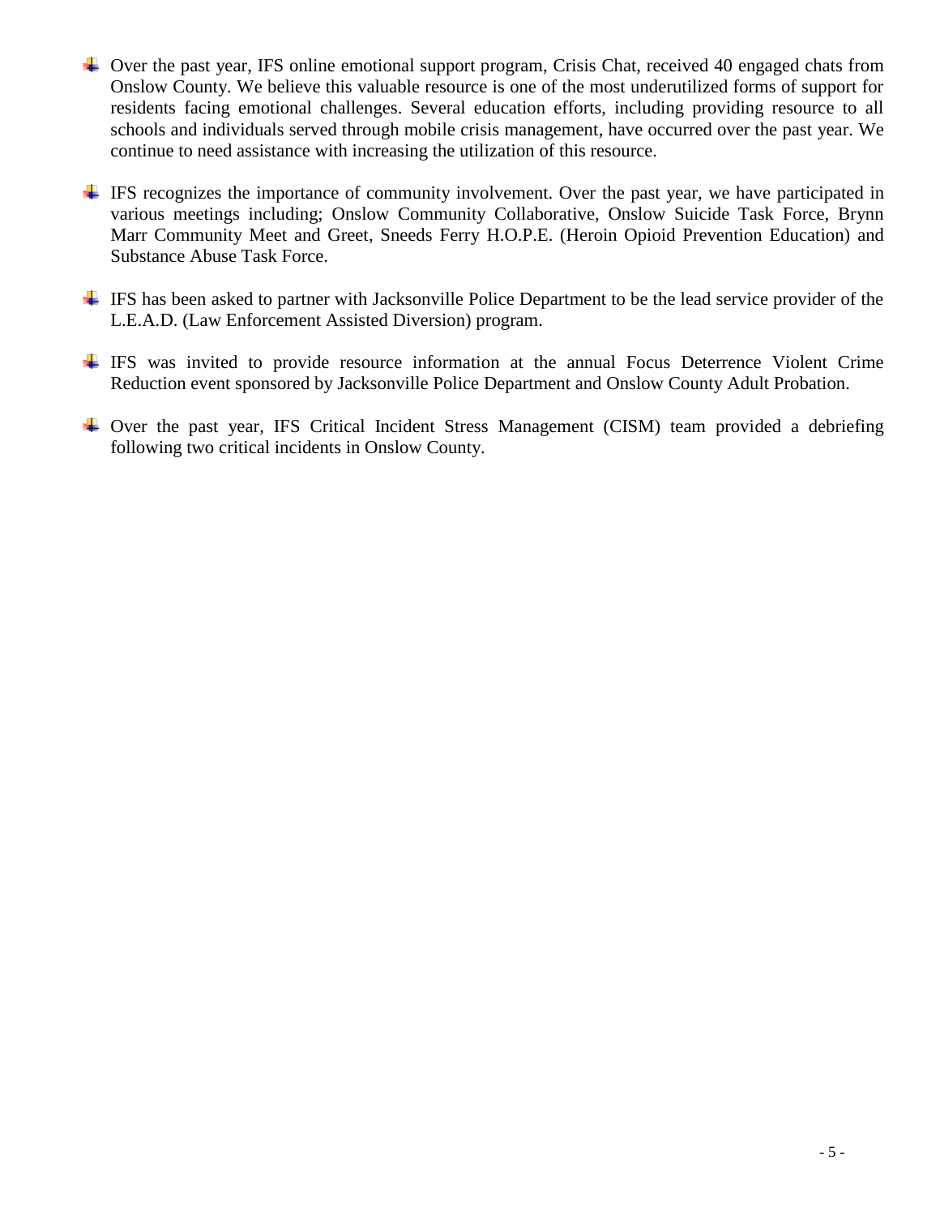- Over the past year, IFS online emotional support program, Crisis Chat, received 40 engaged chats from Onslow County. We believe this valuable resource is one of the most underutilized forms of support for residents facing emotional challenges. Several education efforts, including providing resource to all schools and individuals served through mobile crisis management, have occurred over the past year. We continue to need assistance with increasing the utilization of this resource.

- IFS recognizes the importance of community involvement. Over the past year, we have participated in various meetings including; Onslow Community Collaborative, Onslow Suicide Task Force, Brynn Marr Community Meet and Greet, Sneeds Ferry H.O.P.E. (Heroin Opioid Prevention Education) and Substance Abuse Task Force.

- IFS has been asked to partner with Jacksonville Police Department to be the lead service provider of the L.E.A.D. (Law Enforcement Assisted Diversion) program.

- IFS was invited to provide resource information at the annual Focus Deterrence Violent Crime Reduction event sponsored by Jacksonville Police Department and Onslow County Adult Probation.

- Over the past year, IFS Critical Incident Stress Management (CISM) team provided a debriefing following two critical incidents in Onslow County.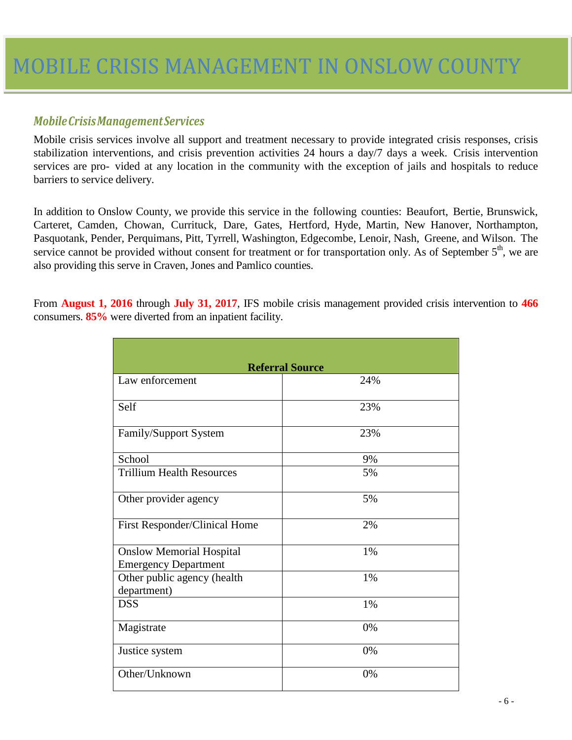# MOBILE CRISIS MANAGEMENT IN ONSLOW COUNTY

## *Mobile Crisis Management Services*

Mobile crisis services involve all support and treatment necessary to provide integrated crisis responses, crisis stabilization interventions, and crisis prevention activities 24 hours a day/7 days a week. Crisis intervention services are pro- vided at any location in the community with the exception of jails and hospitals to reduce barriers to service delivery.

In addition to Onslow County, we provide this service in the following counties: Beaufort, Bertie, Brunswick, Carteret, Camden, Chowan, Currituck, Dare, Gates, Hertford, Hyde, Martin, New Hanover, Northampton, Pasquotank, Pender, Perquimans, Pitt, Tyrrell, Washington, Edgecombe, Lenoir, Nash, Greene, and Wilson. The service cannot be provided without consent for treatment or for transportation only. As of September 5th, we are also providing this serve in Craven, Jones and Pamlico counties.

From **August 1, 2016** through **July 31, 2017**, IFS mobile crisis management provided crisis intervention to **466** consumers. **85%** were diverted from an inpatient facility.

| **Referral Source** | |
|---|---|
| Law enforcement | 24% |
| Self | 23% |
| Family/Support System | 23% |
| School | 9% |
| Trillium Health Resources | 5% |
| Other provider agency | 5% |
| First Responder/Clinical Home | 2% |
| Onslow Memorial Hospital Emergency Department | 1% |
| Other public agency (health department) | 1% |
| DSS | 1% |
| Magistrate | 0% |
| Justice system | 0% |
| Other/Unknown | 0% |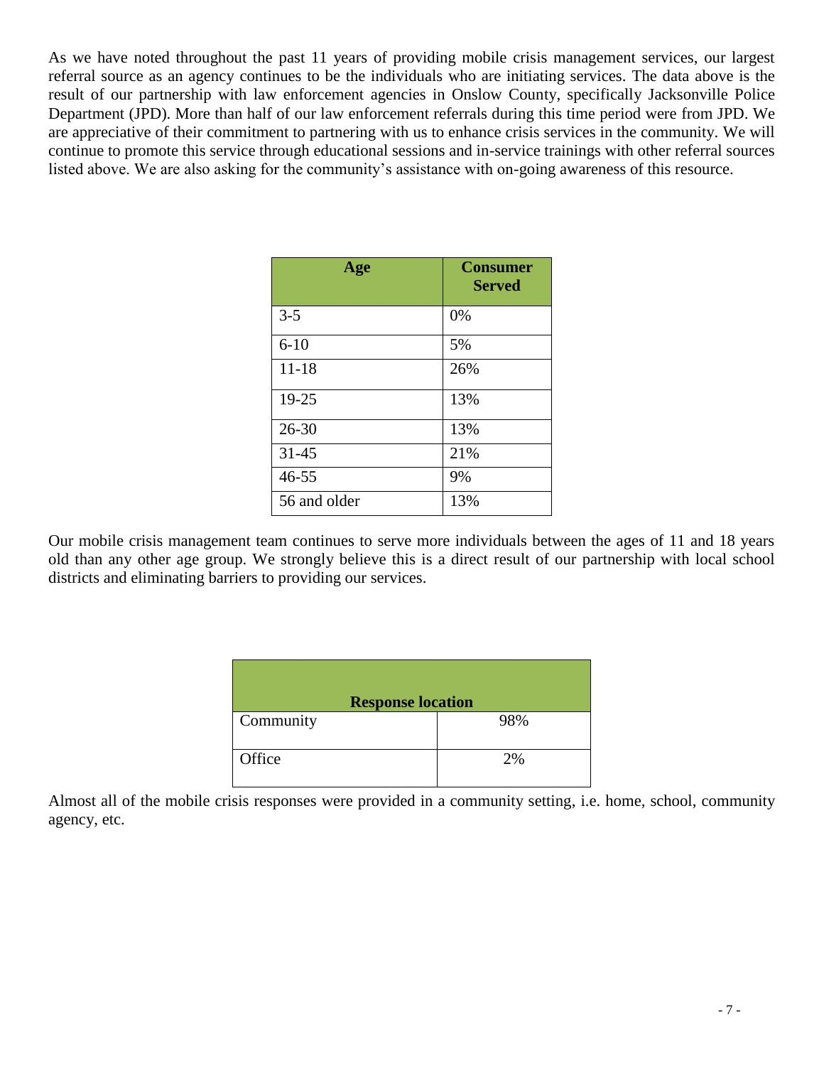As we have noted throughout the past 11 years of providing mobile crisis management services, our largest referral source as an agency continues to be the individuals who are initiating services. The data above is the result of our partnership with law enforcement agencies in Onslow County, specifically Jacksonville Police Department (JPD). More than half of our law enforcement referrals during this time period were from JPD. We are appreciative of their commitment to partnering with us to enhance crisis services in the community. We will continue to promote this service through educational sessions and in-service trainings with other referral sources listed above. We are also asking for the community's assistance with on-going awareness of this resource.

| Age | Consumer Served |
|---|---|
| 3-5 | 0% |
| 6-10 | 5% |
| 11-18 | 26% |
| 19-25 | 13% |
| 26-30 | 13% |
| 31-45 | 21% |
| 46-55 | 9% |
| 56 and older | 13% |

Our mobile crisis management team continues to serve more individuals between the ages of 11 and 18 years old than any other age group. We strongly believe this is a direct result of our partnership with local school districts and eliminating barriers to providing our services.

| Response location | |
|---|---|
| Community | 98% |
| Office | 2% |

Almost all of the mobile crisis responses were provided in a community setting, i.e. home, school, community agency, etc.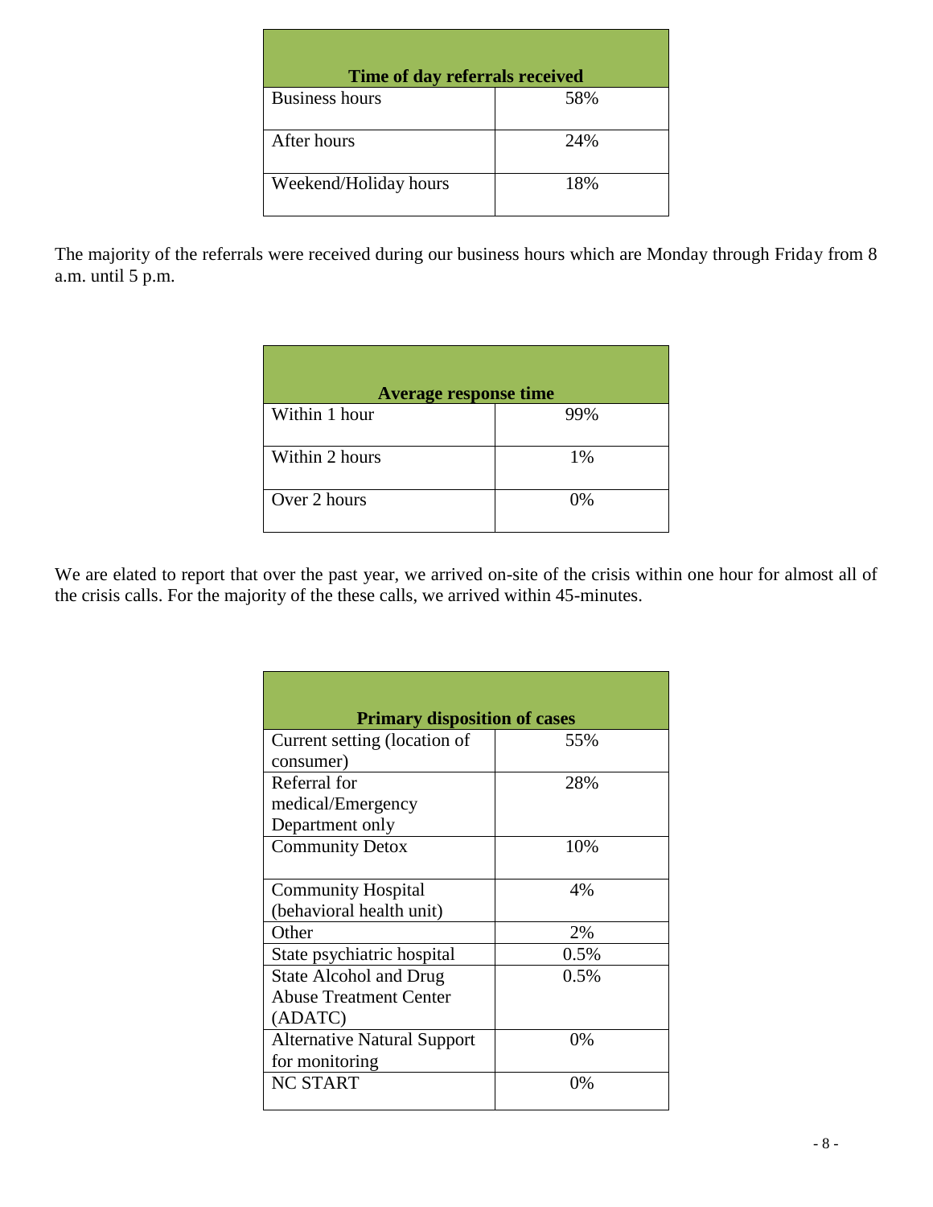| Time of day referrals received | |
|---|---|
| Business hours | 58% |
| After hours | 24% |
| Weekend/Holiday hours | 18% |

The majority of the referrals were received during our business hours which are Monday through Friday from 8 a.m. until 5 p.m.

| Average response time | |
|---|---|
| Within 1 hour | 99% |
| Within 2 hours | 1% |
| Over 2 hours | 0% |

We are elated to report that over the past year, we arrived on-site of the crisis within one hour for almost all of the crisis calls. For the majority of the these calls, we arrived within 45-minutes.

| Primary disposition of cases | |
|---|---|
| Current setting (location of consumer) | 55% |
| Referral for medical/Emergency Department only | 28% |
| Community Detox | 10% |
| Community Hospital (behavioral health unit) | 4% |
| Other | 2% |
| State psychiatric hospital | 0.5% |
| State Alcohol and Drug Abuse Treatment Center (ADATC) | 0.5% |
| Alternative Natural Support for monitoring | 0% |
| NC START | 0% |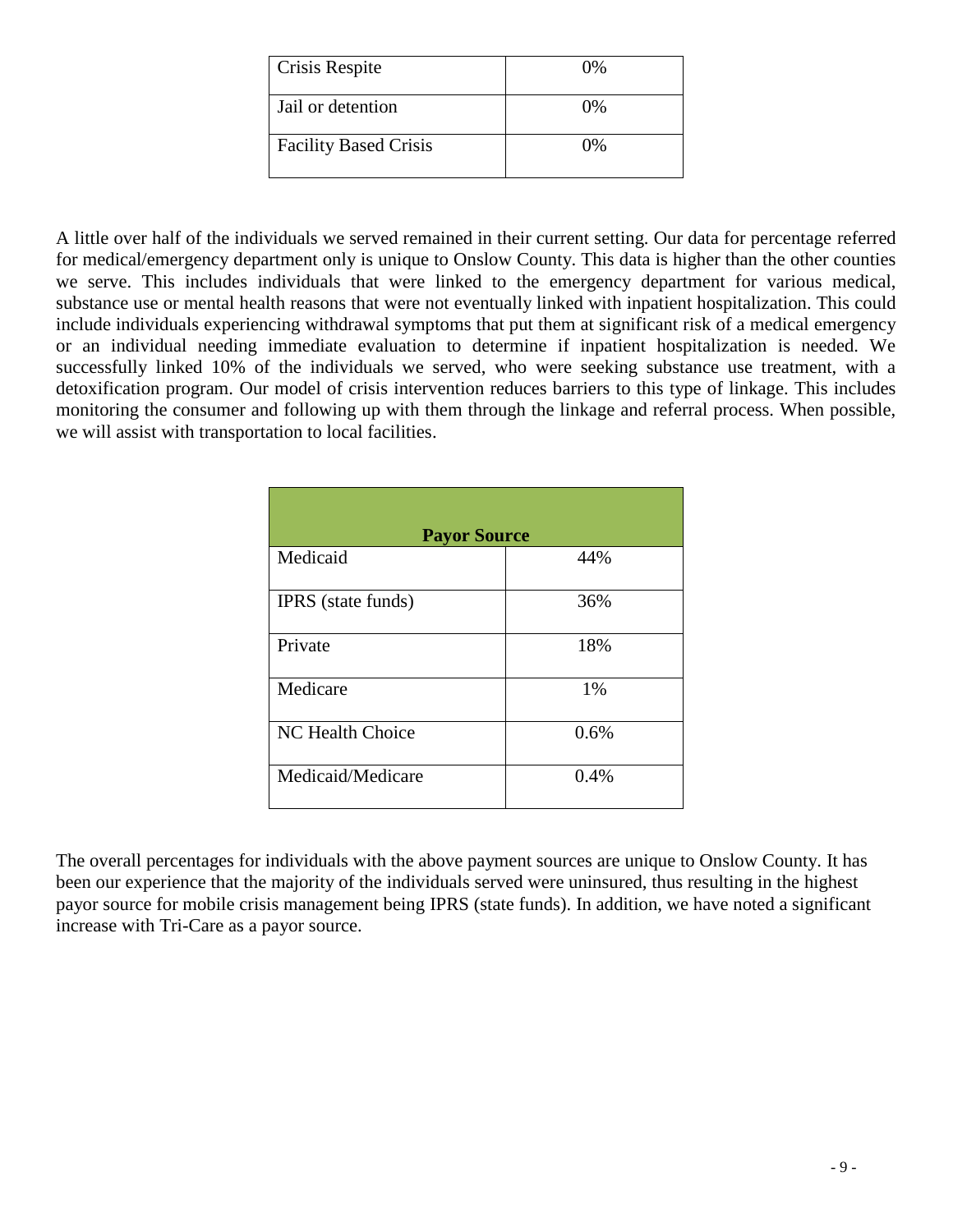| Crisis Respite | 0% |
| --- | --- |
| Jail or detention | 0% |
| Facility Based Crisis | 0% |

A little over half of the individuals we served remained in their current setting. Our data for percentage referred for medical/emergency department only is unique to Onslow County. This data is higher than the other counties we serve. This includes individuals that were linked to the emergency department for various medical, substance use or mental health reasons that were not eventually linked with inpatient hospitalization. This could include individuals experiencing withdrawal symptoms that put them at significant risk of a medical emergency or an individual needing immediate evaluation to determine if inpatient hospitalization is needed. We successfully linked 10% of the individuals we served, who were seeking substance use treatment, with a detoxification program. Our model of crisis intervention reduces barriers to this type of linkage. This includes monitoring the consumer and following up with them through the linkage and referral process. When possible, we will assist with transportation to local facilities.

| **Payor Source** | |
| --- | --- |
| Medicaid | 44% |
| IPRS (state funds) | 36% |
| Private | 18% |
| Medicare | 1% |
| NC Health Choice | 0.6% |
| Medicaid/Medicare | 0.4% |

The overall percentages for individuals with the above payment sources are unique to Onslow County. It has been our experience that the majority of the individuals served were uninsured, thus resulting in the highest payor source for mobile crisis management being IPRS (state funds). In addition, we have noted a significant increase with Tri-Care as a payor source.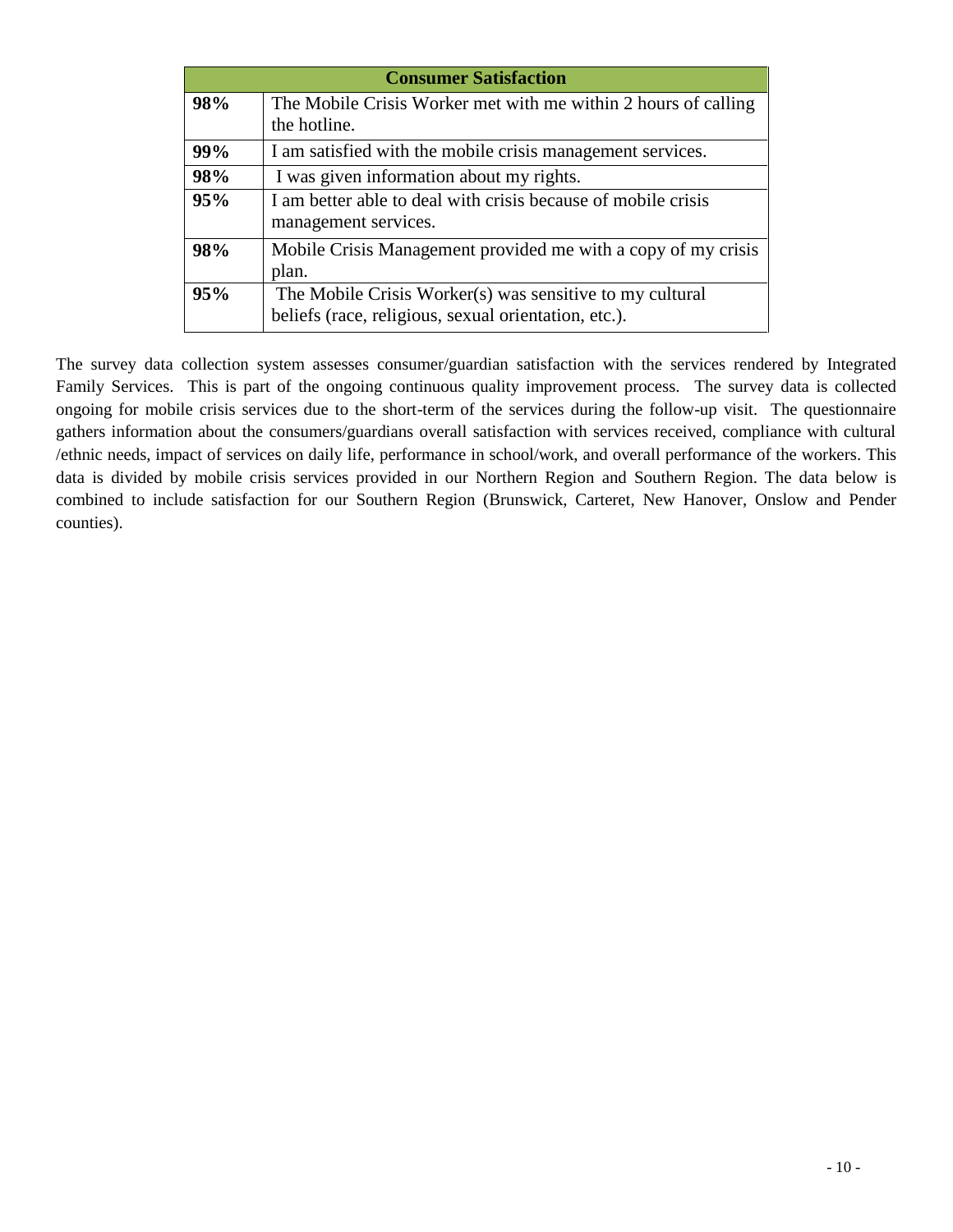| Consumer Satisfaction | |
|---|---|
| **98%** | The Mobile Crisis Worker met with me within 2 hours of calling the hotline. |
| **99%** | I am satisfied with the mobile crisis management services. |
| **98%** | I was given information about my rights. |
| **95%** | I am better able to deal with crisis because of mobile crisis management services. |
| **98%** | Mobile Crisis Management provided me with a copy of my crisis plan. |
| **95%** | The Mobile Crisis Worker(s) was sensitive to my cultural beliefs (race, religious, sexual orientation, etc.). |

The survey data collection system assesses consumer/guardian satisfaction with the services rendered by Integrated Family Services. This is part of the ongoing continuous quality improvement process. The survey data is collected ongoing for mobile crisis services due to the short-term of the services during the follow-up visit. The questionnaire gathers information about the consumers/guardians overall satisfaction with services received, compliance with cultural /ethnic needs, impact of services on daily life, performance in school/work, and overall performance of the workers. This data is divided by mobile crisis services provided in our Northern Region and Southern Region. The data below is combined to include satisfaction for our Southern Region (Brunswick, Carteret, New Hanover, Onslow and Pender counties).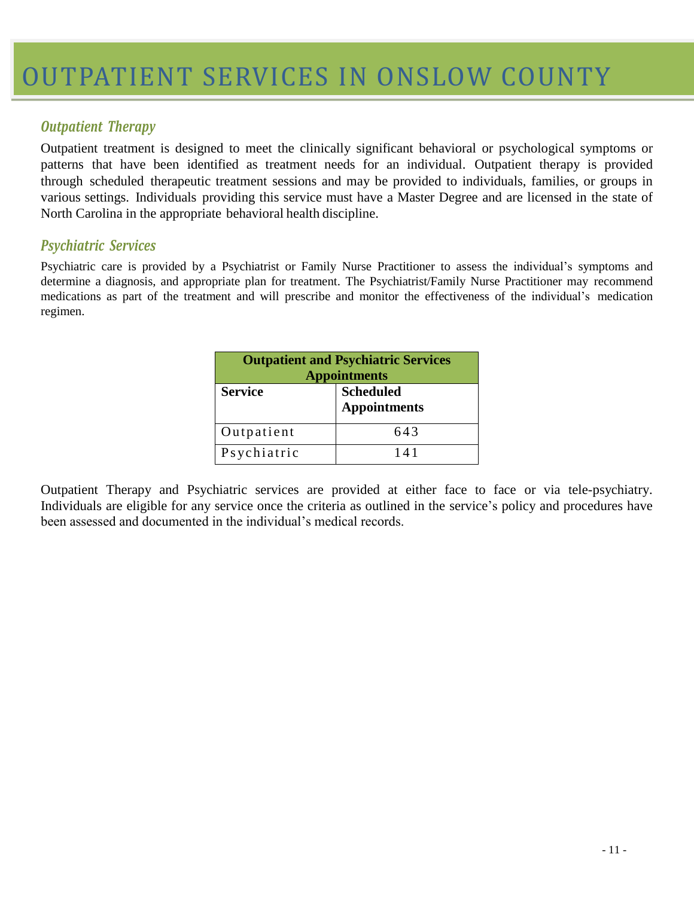# OUTPATIENT SERVICES IN ONSLOW COUNTY

## *Outpatient Therapy*

Outpatient treatment is designed to meet the clinically significant behavioral or psychological symptoms or patterns that have been identified as treatment needs for an individual. Outpatient therapy is provided through scheduled therapeutic treatment sessions and may be provided to individuals, families, or groups in various settings. Individuals providing this service must have a Master Degree and are licensed in the state of North Carolina in the appropriate behavioral health discipline.

## *Psychiatric Services*

Psychiatric care is provided by a Psychiatrist or Family Nurse Practitioner to assess the individual's symptoms and determine a diagnosis, and appropriate plan for treatment. The Psychiatrist/Family Nurse Practitioner may recommend medications as part of the treatment and will prescribe and monitor the effectiveness of the individual's medication regimen.

| Outpatient and Psychiatric Services Appointments | |
|---|---|
| **Service** | **Scheduled Appointments** |
| Outpatient | 643 |
| Psychiatric | 141 |

Outpatient Therapy and Psychiatric services are provided at either face to face or via tele-psychiatry. Individuals are eligible for any service once the criteria as outlined in the service's policy and procedures have been assessed and documented in the individual's medical records.